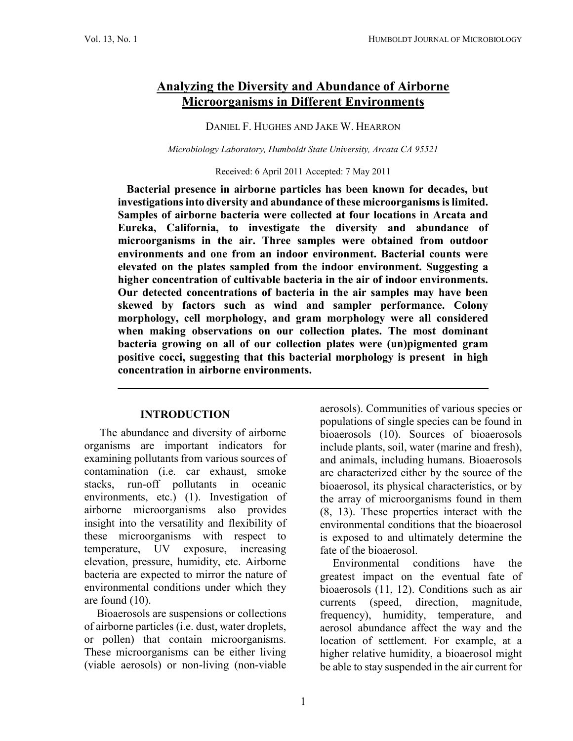# Analyzing the Diversity and Abundance of Airborne Microorganisms in Different Environments

DANIEL F. HUGHES AND JAKE W. HEARRON

*Microbiology Laboratory, Humboldt State University, Arcata CA 95521*

Received: 6 April 2011 Accepted: 7 May 2011

**Bacterial presence in airborne particles has been known for decades, but investigations into diversity and abundance of these microorganisms is limited. Samples of airborne bacteria were collected at four locations in Arcata and Eureka, California, to investigate the diversity and abundance of microorganisms in the air. Three samples were obtained from outdoor environments and one from an indoor environment. Bacterial counts were elevated on the plates sampled from the indoor environment. Suggesting a higher concentration of cultivable bacteria in the air of indoor environments. Our detected concentrations of bacteria in the air samples may have been skewed by factors such as wind and sampler performance. Colony morphology, cell morphology, and gram morphology were all considered when making observations on our collection plates. The most dominant bacteria growing on all of our collection plates were (un)pigmented gram positive cocci, suggesting that this bacterial morphology is present in high concentration in airborne environments.**

## INTRODUCTION

The abundance and diversity of airborne organisms are important indicators for examining pollutants from various sources of contamination (i.e. car exhaust, smoke stacks, run-off pollutants in oceanic environments, etc.) (1). Investigation of airborne microorganisms also provides insight into the versatility and flexibility of these microorganisms with respect to temperature, UV exposure, increasing elevation, pressure, humidity, etc. Airborne bacteria are expected to mirror the nature of environmental conditions under which they are found (10).

Bioaerosols are suspensions or collections of airborne particles (i.e. dust, water droplets, or pollen) that contain microorganisms. These microorganisms can be either living (viable aerosols) or non-living (non-viable aerosols). Communities of various species or populations of single species can be found in bioaerosols (10). Sources of bioaerosols include plants, soil, water (marine and fresh), and animals, including humans. Bioaerosols are characterized either by the source of the bioaerosol, its physical characteristics, or by the array of microorganisms found in them (8, 13). These properties interact with the environmental conditions that the bioaerosol is exposed to and ultimately determine the fate of the bioaerosol.

Environmental conditions have the greatest impact on the eventual fate of bioaerosols (11, 12). Conditions such as air currents (speed, direction, magnitude, frequency), humidity, temperature, and aerosol abundance affect the way and the location of settlement. For example, at a higher relative humidity, a bioaerosol might be able to stay suspended in the air current for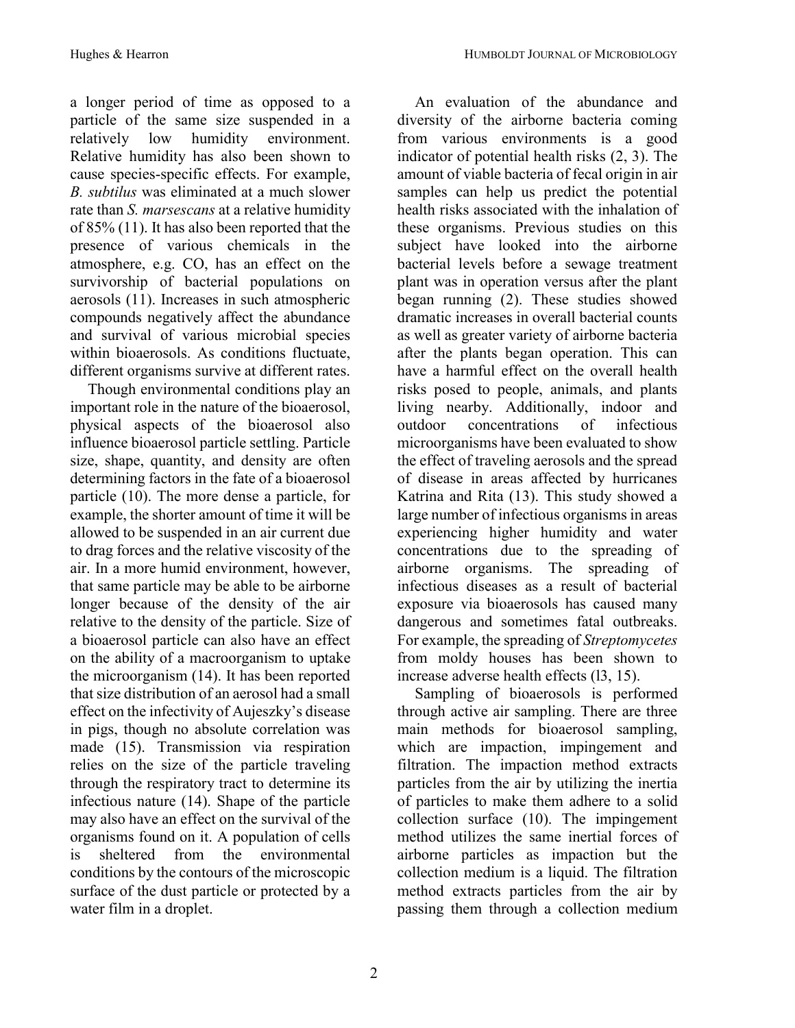a longer period of time as opposed to a particle of the same size suspended in a relatively low humidity environment. Relative humidity has also been shown to cause species-specific effects. For example, *B. subtilus* was eliminated at a much slower rate than *S. marsescans* at a relative humidity of 85% (11). It has also been reported that the presence of various chemicals in the atmosphere, e.g. CO, has an effect on the survivorship of bacterial populations on aerosols (11). Increases in such atmospheric compounds negatively affect the abundance and survival of various microbial species within bioaerosols. As conditions fluctuate, different organisms survive at different rates.

Though environmental conditions play an important role in the nature of the bioaerosol, physical aspects of the bioaerosol also influence bioaerosol particle settling. Particle size, shape, quantity, and density are often determining factors in the fate of a bioaerosol particle (10). The more dense a particle, for example, the shorter amount of time it will be allowed to be suspended in an air current due to drag forces and the relative viscosity of the air. In a more humid environment, however, that same particle may be able to be airborne longer because of the density of the air relative to the density of the particle. Size of a bioaerosol particle can also have an effect on the ability of a macroorganism to uptake the microorganism (14). It has been reported that size distribution of an aerosol had a small effect on the infectivity of Aujeszky's disease in pigs, though no absolute correlation was made (15). Transmission via respiration relies on the size of the particle traveling through the respiratory tract to determine its infectious nature (14). Shape of the particle may also have an effect on the survival of the organisms found on it. A population of cells is sheltered from the environmental conditions by the contours of the microscopic surface of the dust particle or protected by a water film in a droplet.

An evaluation of the abundance and diversity of the airborne bacteria coming from various environments is a good indicator of potential health risks (2, 3). The amount of viable bacteria of fecal origin in air samples can help us predict the potential health risks associated with the inhalation of these organisms. Previous studies on this subject have looked into the airborne bacterial levels before a sewage treatment plant was in operation versus after the plant began running (2). These studies showed dramatic increases in overall bacterial counts as well as greater variety of airborne bacteria after the plants began operation. This can have a harmful effect on the overall health risks posed to people, animals, and plants living nearby. Additionally, indoor and outdoor concentrations of infectious microorganisms have been evaluated to show the effect of traveling aerosols and the spread of disease in areas affected by hurricanes Katrina and Rita (13). This study showed a large number of infectious organisms in areas experiencing higher humidity and water concentrations due to the spreading of airborne organisms. The spreading of infectious diseases as a result of bacterial exposure via bioaerosols has caused many dangerous and sometimes fatal outbreaks. For example, the spreading of *Streptomycetes* from moldy houses has been shown to increase adverse health effects (l3, 15).

Sampling of bioaerosols is performed through active air sampling. There are three main methods for bioaerosol sampling, which are impaction, impingement and filtration. The impaction method extracts particles from the air by utilizing the inertia of particles to make them adhere to a solid collection surface (10). The impingement method utilizes the same inertial forces of airborne particles as impaction but the collection medium is a liquid. The filtration method extracts particles from the air by passing them through a collection medium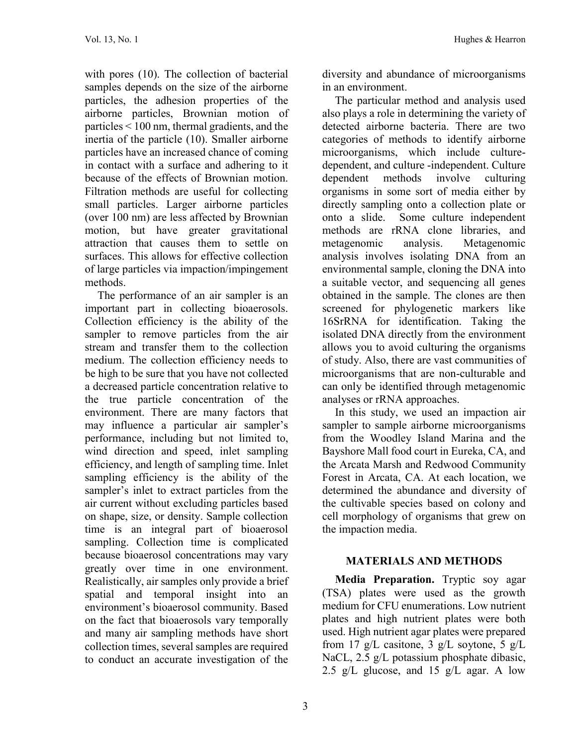with pores (10). The collection of bacterial samples depends on the size of the airborne particles, the adhesion properties of the airborne particles, Brownian motion of particles < 100 nm, thermal gradients, and the inertia of the particle (10). Smaller airborne particles have an increased chance of coming in contact with a surface and adhering to it because of the effects of Brownian motion. Filtration methods are useful for collecting small particles. Larger airborne particles (over 100 nm) are less affected by Brownian motion, but have greater gravitational attraction that causes them to settle on surfaces. This allows for effective collection of large particles via impaction/impingement methods.

The performance of an air sampler is an important part in collecting bioaerosols. Collection efficiency is the ability of the sampler to remove particles from the air stream and transfer them to the collection medium. The collection efficiency needs to be high to be sure that you have not collected a decreased particle concentration relative to the true particle concentration of the environment. There are many factors that may influence a particular air sampler's performance, including but not limited to, wind direction and speed, inlet sampling efficiency, and length of sampling time. Inlet sampling efficiency is the ability of the sampler's inlet to extract particles from the air current without excluding particles based on shape, size, or density. Sample collection time is an integral part of bioaerosol sampling. Collection time is complicated because bioaerosol concentrations may vary greatly over time in one environment. Realistically, air samples only provide a brief spatial and temporal insight into an environment's bioaerosol community. Based on the fact that bioaerosols vary temporally and many air sampling methods have short collection times, several samples are required to conduct an accurate investigation of the diversity and abundance of microorganisms in an environment.

The particular method and analysis used also plays a role in determining the variety of detected airborne bacteria. There are two categories of methods to identify airborne microorganisms, which include culture-dependent, and culture -independent. Culture dependent methods involve culturing organisms in some sort of media either by directly sampling onto a collection plate or onto a slide. Some culture independent methods are rRNA clone libraries, and metagenomic analysis. Metagenomic analysis involves isolating DNA from an environmental sample, cloning the DNA into a suitable vector, and sequencing all genes obtained in the sample. The clones are then screened for phylogenetic markers like 16SrRNA for identification. Taking the isolated DNA directly from the environment allows you to avoid culturing the organisms of study. Also, there are vast communities of microorganisms that are non-culturable and can only be identified through metagenomic analyses or rRNA approaches.

In this study, we used an impaction air sampler to sample airborne microorganisms from the Woodley Island Marina and the Bayshore Mall food court in Eureka, CA, and the Arcata Marsh and Redwood Community Forest in Arcata, CA. At each location, we determined the abundance and diversity of the cultivable species based on colony and cell morphology of organisms that grew on the impaction media.

## MATERIALS AND METHODS

**Media Preparation.** Tryptic soy agar (TSA) plates were used as the growth medium for CFU enumerations. Low nutrient plates and high nutrient plates were both used. High nutrient agar plates were prepared from 17 g/L casitone, 3 g/L soytone, 5 g/L NaCL, 2.5 g/L potassium phosphate dibasic, 2.5 g/L glucose, and 15 g/L agar. A low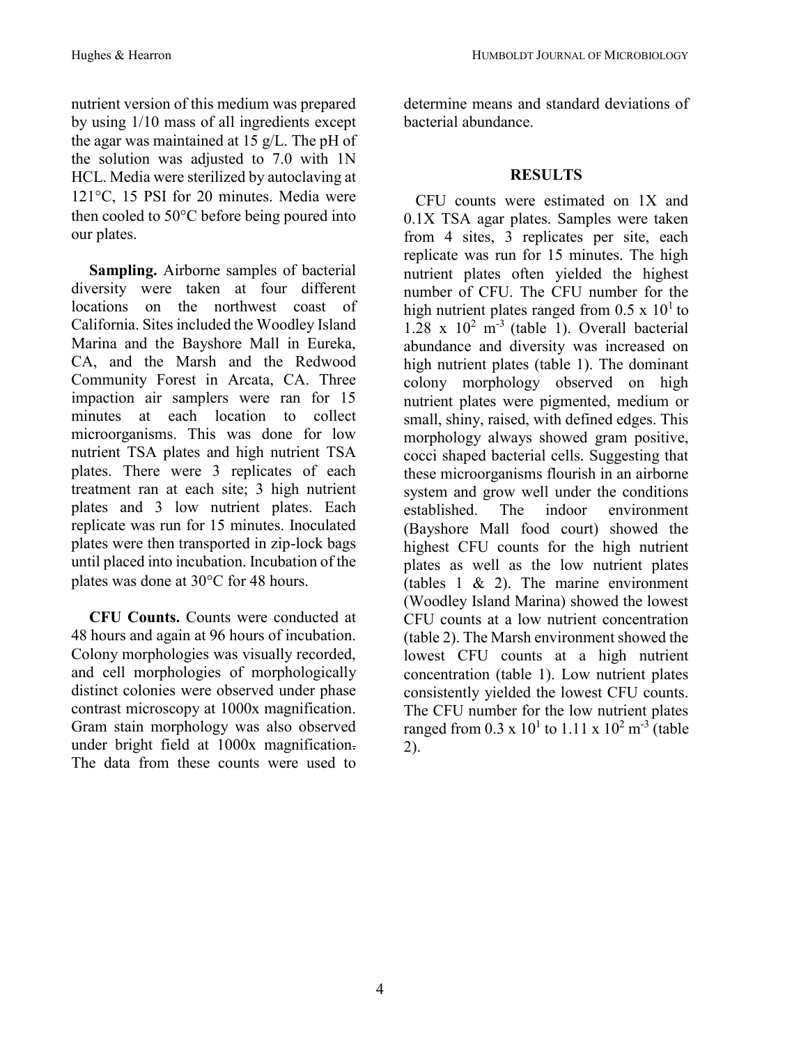nutrient version of this medium was prepared by using 1/10 mass of all ingredients except the agar was maintained at 15 g/L. The pH of the solution was adjusted to 7.0 with 1N HCL. Media were sterilized by autoclaving at 121°C, 15 PSI for 20 minutes. Media were then cooled to 50°C before being poured into our plates.

**Sampling.** Airborne samples of bacterial diversity were taken at four different locations on the northwest coast of California. Sites included the Woodley Island Marina and the Bayshore Mall in Eureka, CA, and the Marsh and the Redwood Community Forest in Arcata, CA. Three impaction air samplers were ran for 15 minutes at each location to collect microorganisms. This was done for low nutrient TSA plates and high nutrient TSA plates. There were 3 replicates of each treatment ran at each site; 3 high nutrient plates and 3 low nutrient plates. Each replicate was run for 15 minutes. Inoculated plates were then transported in zip-lock bags until placed into incubation. Incubation of the plates was done at 30°C for 48 hours.

**CFU Counts.** Counts were conducted at 48 hours and again at 96 hours of incubation. Colony morphologies was visually recorded, and cell morphologies of morphologically distinct colonies were observed under phase contrast microscopy at 1000x magnification. Gram stain morphology was also observed under bright field at 1000x magnification. The data from these counts were used to determine means and standard deviations of bacterial abundance.

## RESULTS

CFU counts were estimated on 1X and 0.1X TSA agar plates. Samples were taken from 4 sites, 3 replicates per site, each replicate was run for 15 minutes. The high nutrient plates often yielded the highest number of CFU. The CFU number for the high nutrient plates ranged from $0.5 \times 10^1$ to $1.28 \times 10^2$ $m^{-3}$ (table 1). Overall bacterial abundance and diversity was increased on high nutrient plates (table 1). The dominant colony morphology observed on high nutrient plates were pigmented, medium or small, shiny, raised, with defined edges. This morphology always showed gram positive, cocci shaped bacterial cells. Suggesting that these microorganisms flourish in an airborne system and grow well under the conditions established. The indoor environment (Bayshore Mall food court) showed the highest CFU counts for the high nutrient plates as well as the low nutrient plates (tables 1 & 2). The marine environment (Woodley Island Marina) showed the lowest CFU counts at a low nutrient concentration (table 2). The Marsh environment showed the lowest CFU counts at a high nutrient concentration (table 1). Low nutrient plates consistently yielded the lowest CFU counts. The CFU number for the low nutrient plates ranged from $0.3 \times 10^1$ to $1.11 \times 10^2$ $m^{-3}$ (table 2).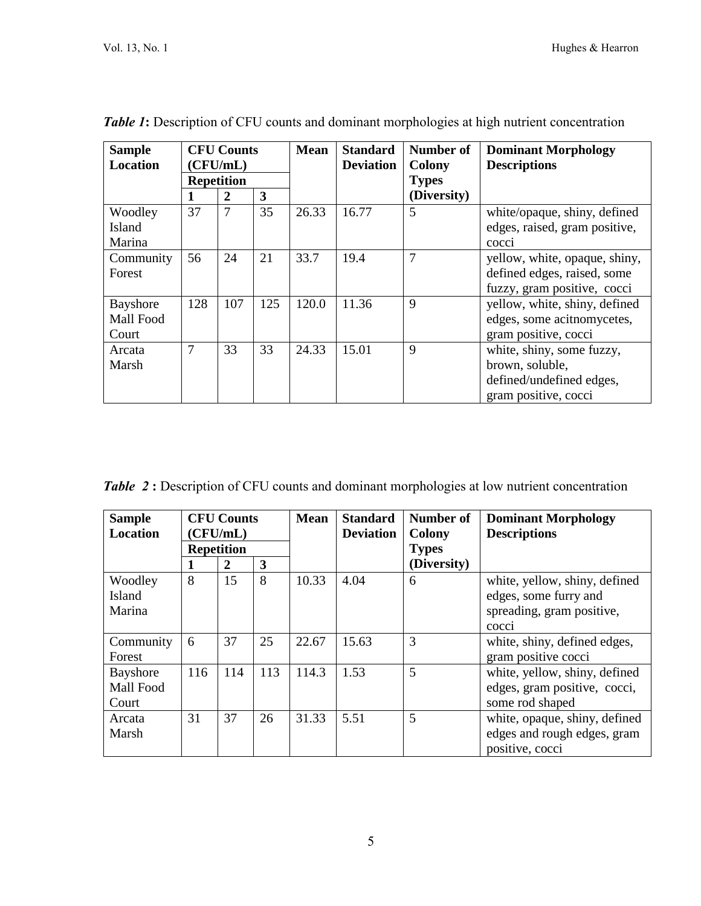***Table 1*:** Description of CFU counts and dominant morphologies at high nutrient concentration

| Sample Location | CFU Counts (CFU/mL) | | | Mean | Standard Deviation | Number of Colony Types (Diversity) | Dominant Morphology Descriptions |
|---|---|---|---|---|---|---|---|
| | Repetition | | | | | | |
| | 1 | 2 | 3 | | | | |
| Woodley Island Marina | 37 | 7 | 35 | 26.33 | 16.77 | 5 | white/opaque, shiny, defined edges, raised, gram positive, cocci |
| Community Forest | 56 | 24 | 21 | 33.7 | 19.4 | 7 | yellow, white, opaque, shiny, defined edges, raised, some fuzzy, gram positive, cocci |
| Bayshore Mall Food Court | 128 | 107 | 125 | 120.0 | 11.36 | 9 | yellow, white, shiny, defined edges, some acitnomycetes, gram positive, cocci |
| Arcata Marsh | 7 | 33 | 33 | 24.33 | 15.01 | 9 | white, shiny, some fuzzy, brown, soluble, defined/undefined edges, gram positive, cocci |

***Table 2* :** Description of CFU counts and dominant morphologies at low nutrient concentration

| Sample Location | CFU Counts (CFU/mL) | | | Mean | Standard Deviation | Number of Colony Types (Diversity) | Dominant Morphology Descriptions |
|---|---|---|---|---|---|---|---|
| | Repetition | | | | | | |
| | 1 | 2 | 3 | | | | |
| Woodley Island Marina | 8 | 15 | 8 | 10.33 | 4.04 | 6 | white, yellow, shiny, defined edges, some furry and spreading, gram positive, cocci |
| Community Forest | 6 | 37 | 25 | 22.67 | 15.63 | 3 | white, shiny, defined edges, gram positive cocci |
| Bayshore Mall Food Court | 116 | 114 | 113 | 114.3 | 1.53 | 5 | white, yellow, shiny, defined edges, gram positive, cocci, some rod shaped |
| Arcata Marsh | 31 | 37 | 26 | 31.33 | 5.51 | 5 | white, opaque, shiny, defined edges and rough edges, gram positive, cocci |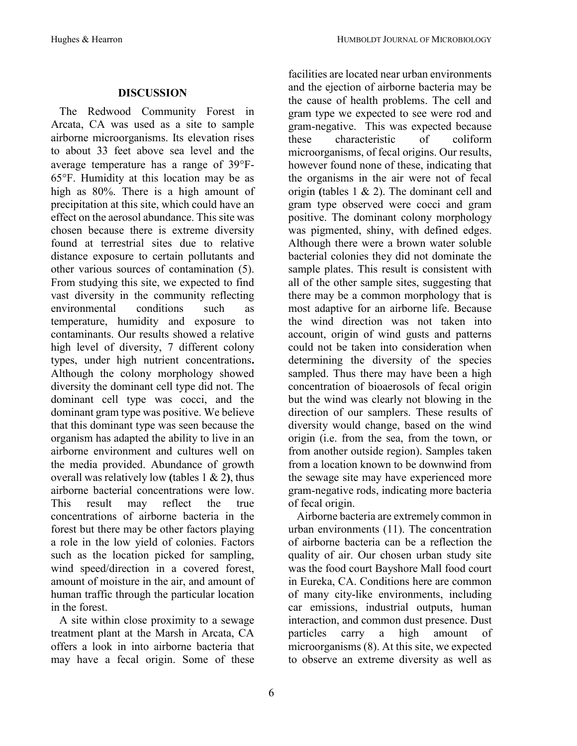## DISCUSSION

The Redwood Community Forest in Arcata, CA was used as a site to sample airborne microorganisms. Its elevation rises to about 33 feet above sea level and the average temperature has a range of 39°F-65°F. Humidity at this location may be as high as 80%. There is a high amount of precipitation at this site, which could have an effect on the aerosol abundance. This site was chosen because there is extreme diversity found at terrestrial sites due to relative distance exposure to certain pollutants and other various sources of contamination (5). From studying this site, we expected to find vast diversity in the community reflecting environmental conditions such as temperature, humidity and exposure to contaminants. Our results showed a relative high level of diversity, 7 different colony types, under high nutrient concentrations**.** Although the colony morphology showed diversity the dominant cell type did not. The dominant cell type was cocci, and the dominant gram type was positive. We believe that this dominant type was seen because the organism has adapted the ability to live in an airborne environment and cultures well on the media provided. Abundance of growth overall was relatively low **(**tables 1 & 2**)**, thus airborne bacterial concentrations were low. This result may reflect the true concentrations of airborne bacteria in the forest but there may be other factors playing a role in the low yield of colonies. Factors such as the location picked for sampling, wind speed/direction in a covered forest, amount of moisture in the air, and amount of human traffic through the particular location in the forest.

A site within close proximity to a sewage treatment plant at the Marsh in Arcata, CA offers a look in into airborne bacteria that may have a fecal origin. Some of these facilities are located near urban environments and the ejection of airborne bacteria may be the cause of health problems. The cell and gram type we expected to see were rod and gram-negative. This was expected because these characteristic of coliform microorganisms, of fecal origins. Our results, however found none of these, indicating that the organisms in the air were not of fecal origin **(**tables 1 & 2). The dominant cell and gram type observed were cocci and gram positive. The dominant colony morphology was pigmented, shiny, with defined edges. Although there were a brown water soluble bacterial colonies they did not dominate the sample plates. This result is consistent with all of the other sample sites, suggesting that there may be a common morphology that is most adaptive for an airborne life. Because the wind direction was not taken into account, origin of wind gusts and patterns could not be taken into consideration when determining the diversity of the species sampled. Thus there may have been a high concentration of bioaerosols of fecal origin but the wind was clearly not blowing in the direction of our samplers. These results of diversity would change, based on the wind origin (i.e. from the sea, from the town, or from another outside region). Samples taken from a location known to be downwind from the sewage site may have experienced more gram-negative rods, indicating more bacteria of fecal origin.

Airborne bacteria are extremely common in urban environments (11). The concentration of airborne bacteria can be a reflection the quality of air. Our chosen urban study site was the food court Bayshore Mall food court in Eureka, CA. Conditions here are common of many city-like environments, including car emissions, industrial outputs, human interaction, and common dust presence. Dust particles carry a high amount of microorganisms (8). At this site, we expected to observe an extreme diversity as well as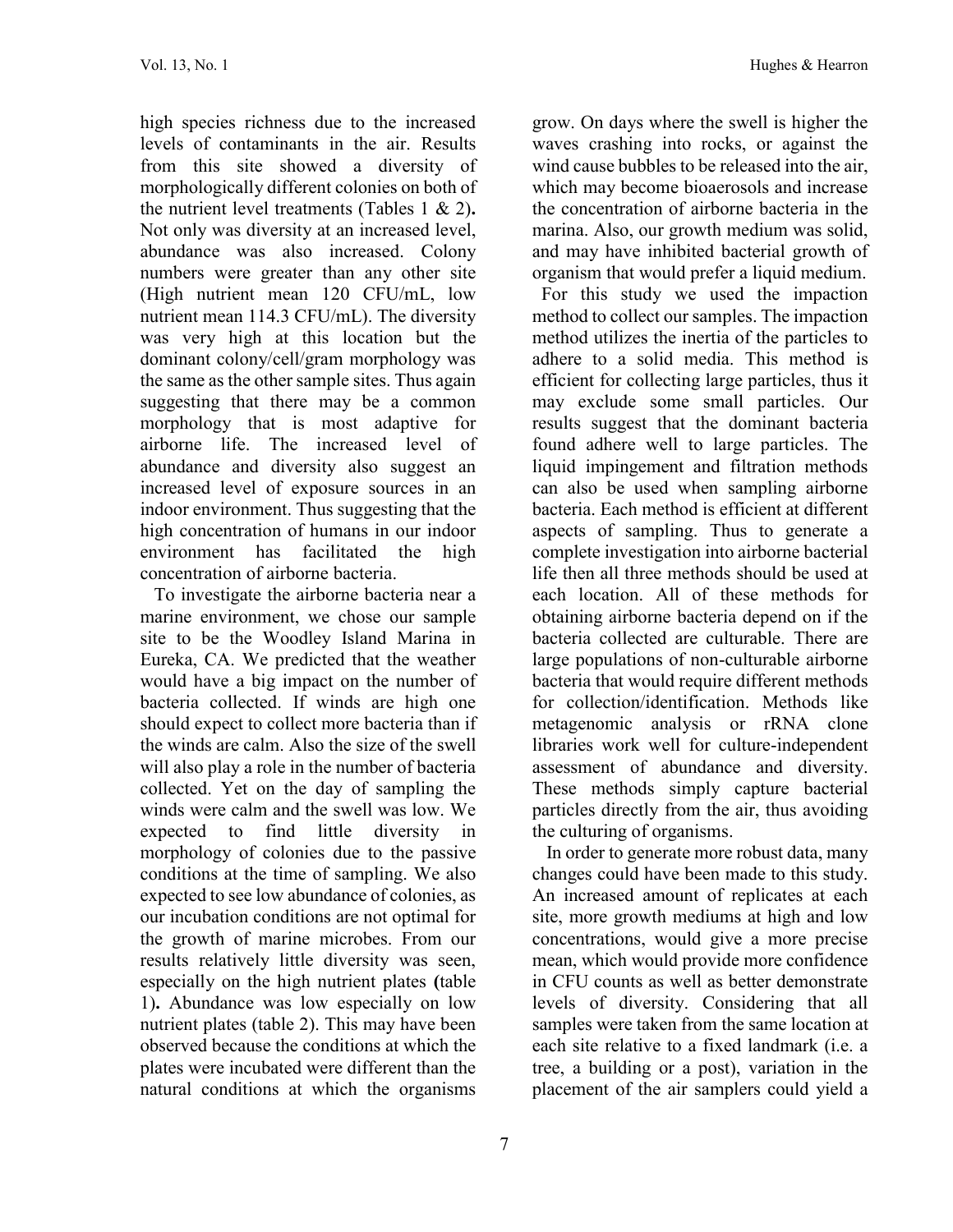high species richness due to the increased levels of contaminants in the air. Results from this site showed a diversity of morphologically different colonies on both of the nutrient level treatments (Tables 1 & 2). Not only was diversity at an increased level, abundance was also increased. Colony numbers were greater than any other site (High nutrient mean 120 CFU/mL, low nutrient mean 114.3 CFU/mL). The diversity was very high at this location but the dominant colony/cell/gram morphology was the same as the other sample sites. Thus again suggesting that there may be a common morphology that is most adaptive for airborne life. The increased level of abundance and diversity also suggest an increased level of exposure sources in an indoor environment. Thus suggesting that the high concentration of humans in our indoor environment has facilitated the high concentration of airborne bacteria.

To investigate the airborne bacteria near a marine environment, we chose our sample site to be the Woodley Island Marina in Eureka, CA. We predicted that the weather would have a big impact on the number of bacteria collected. If winds are high one should expect to collect more bacteria than if the winds are calm. Also the size of the swell will also play a role in the number of bacteria collected. Yet on the day of sampling the winds were calm and the swell was low. We expected to find little diversity in morphology of colonies due to the passive conditions at the time of sampling. We also expected to see low abundance of colonies, as our incubation conditions are not optimal for the growth of marine microbes. From our results relatively little diversity was seen, especially on the high nutrient plates (table 1). Abundance was low especially on low nutrient plates (table 2). This may have been observed because the conditions at which the plates were incubated were different than the natural conditions at which the organisms grow. On days where the swell is higher the waves crashing into rocks, or against the wind cause bubbles to be released into the air, which may become bioaerosols and increase the concentration of airborne bacteria in the marina. Also, our growth medium was solid, and may have inhibited bacterial growth of organism that would prefer a liquid medium.

For this study we used the impaction method to collect our samples. The impaction method utilizes the inertia of the particles to adhere to a solid media. This method is efficient for collecting large particles, thus it may exclude some small particles. Our results suggest that the dominant bacteria found adhere well to large particles. The liquid impingement and filtration methods can also be used when sampling airborne bacteria. Each method is efficient at different aspects of sampling. Thus to generate a complete investigation into airborne bacterial life then all three methods should be used at each location. All of these methods for obtaining airborne bacteria depend on if the bacteria collected are culturable. There are large populations of non-culturable airborne bacteria that would require different methods for collection/identification. Methods like metagenomic analysis or rRNA clone libraries work well for culture-independent assessment of abundance and diversity. These methods simply capture bacterial particles directly from the air, thus avoiding the culturing of organisms.

In order to generate more robust data, many changes could have been made to this study. An increased amount of replicates at each site, more growth mediums at high and low concentrations, would give a more precise mean, which would provide more confidence in CFU counts as well as better demonstrate levels of diversity. Considering that all samples were taken from the same location at each site relative to a fixed landmark (i.e. a tree, a building or a post), variation in the placement of the air samplers could yield a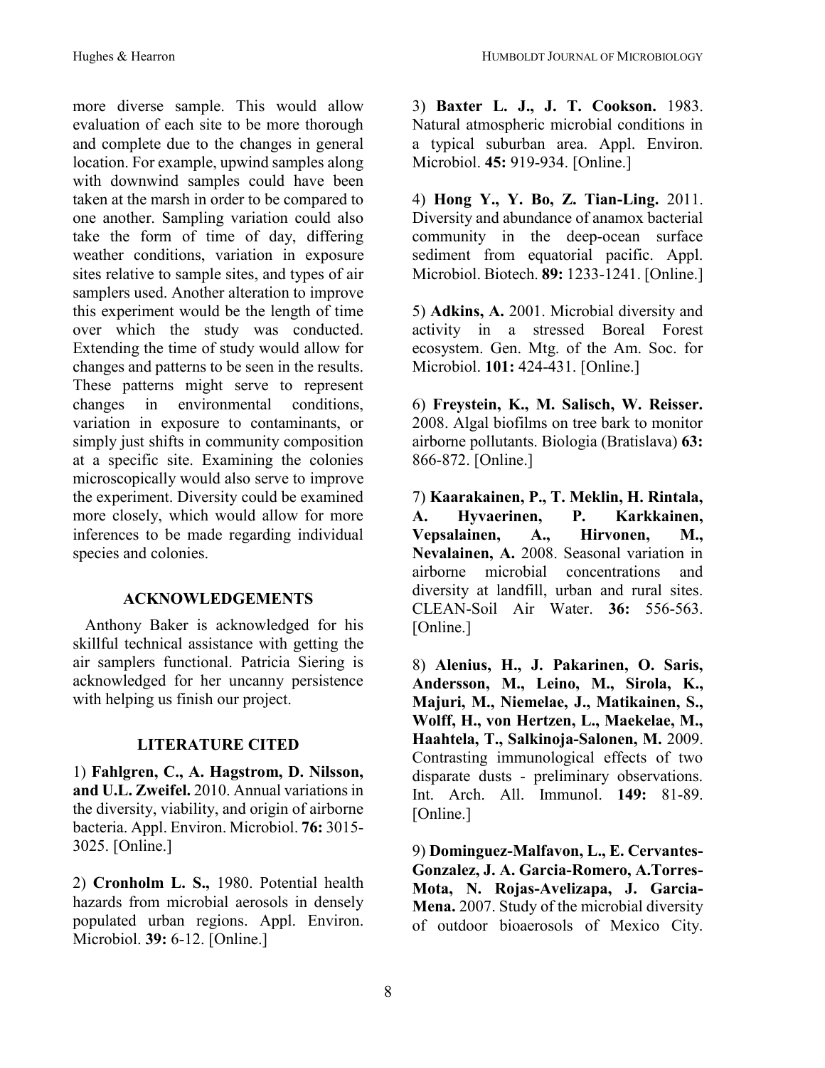more diverse sample. This would allow evaluation of each site to be more thorough and complete due to the changes in general location. For example, upwind samples along with downwind samples could have been taken at the marsh in order to be compared to one another. Sampling variation could also take the form of time of day, differing weather conditions, variation in exposure sites relative to sample sites, and types of air samplers used. Another alteration to improve this experiment would be the length of time over which the study was conducted. Extending the time of study would allow for changes and patterns to be seen in the results. These patterns might serve to represent changes in environmental conditions, variation in exposure to contaminants, or simply just shifts in community composition at a specific site. Examining the colonies microscopically would also serve to improve the experiment. Diversity could be examined more closely, which would allow for more inferences to be made regarding individual species and colonies.

## ACKNOWLEDGEMENTS

Anthony Baker is acknowledged for his skillful technical assistance with getting the air samplers functional. Patricia Siering is acknowledged for her uncanny persistence with helping us finish our project.

## LITERATURE CITED

1) **Fahlgren, C., A. Hagstrom, D. Nilsson, and U.L. Zweifel.** 2010. Annual variations in the diversity, viability, and origin of airborne bacteria. Appl. Environ. Microbiol. **76:** 3015-3025. [Online.]

2) **Cronholm L. S.,** 1980. Potential health hazards from microbial aerosols in densely populated urban regions. Appl. Environ. Microbiol. **39:** 6-12. [Online.]

3) **Baxter L. J., J. T. Cookson.** 1983. Natural atmospheric microbial conditions in a typical suburban area. Appl. Environ. Microbiol. **45:** 919-934. [Online.]

4) **Hong Y., Y. Bo, Z. Tian-Ling.** 2011. Diversity and abundance of anamox bacterial community in the deep-ocean surface sediment from equatorial pacific. Appl. Microbiol. Biotech. **89:** 1233-1241. [Online.]

5) **Adkins, A.** 2001. Microbial diversity and activity in a stressed Boreal Forest ecosystem. Gen. Mtg. of the Am. Soc. for Microbiol. **101:** 424-431. [Online.]

6) **Freystein, K., M. Salisch, W. Reisser.** 2008. Algal biofilms on tree bark to monitor airborne pollutants. Biologia (Bratislava) **63:** 866-872. [Online.]

7) **Kaarakainen, P., T. Meklin, H. Rintala, A. Hyvaerinen, P. Karkkainen, Vepsalainen, A., Hirvonen, M., Nevalainen, A.** 2008. Seasonal variation in airborne microbial concentrations and diversity at landfill, urban and rural sites. CLEAN-Soil Air Water. **36:** 556-563. [Online.]

8) **Alenius, H., J. Pakarinen, O. Saris, Andersson, M., Leino, M., Sirola, K., Majuri, M., Niemelae, J., Matikainen, S., Wolff, H., von Hertzen, L., Maekelae, M., Haahtela, T., Salkinoja-Salonen, M.** 2009. Contrasting immunological effects of two disparate dusts - preliminary observations. Int. Arch. All. Immunol. **149:** 81-89. [Online.]

9) **Dominguez-Malfavon, L., E. Cervantes-Gonzalez, J. A. Garcia-Romero, A.Torres-Mota, N. Rojas-Avelizapa, J. Garcia-Mena.** 2007. Study of the microbial diversity of outdoor bioaerosols of Mexico City.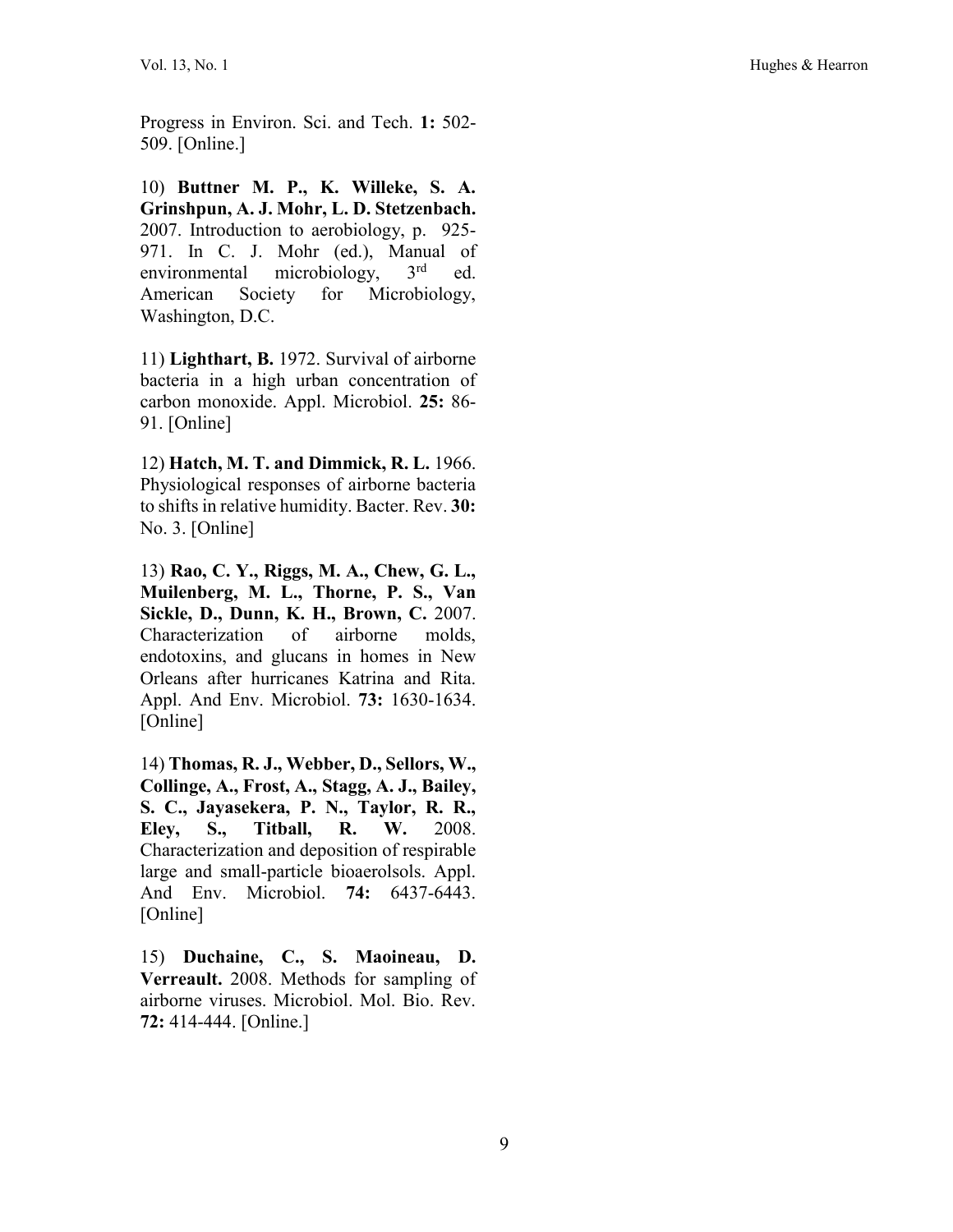Progress in Environ. Sci. and Tech. **1:** 502-509. [Online.]

10) **Buttner M. P., K. Willeke, S. A. Grinshpun, A. J. Mohr, L. D. Stetzenbach.** 2007. Introduction to aerobiology, p. 925-971. In C. J. Mohr (ed.), Manual of environmental microbiology, 3rd ed. American Society for Microbiology, Washington, D.C.

11) **Lighthart, B.** 1972. Survival of airborne bacteria in a high urban concentration of carbon monoxide. Appl. Microbiol. **25:** 86-91. [Online]

12) **Hatch, M. T. and Dimmick, R. L.** 1966. Physiological responses of airborne bacteria to shifts in relative humidity. Bacter. Rev. **30:** No. 3. [Online]

13) **Rao, C. Y., Riggs, M. A., Chew, G. L., Muilenberg, M. L., Thorne, P. S., Van Sickle, D., Dunn, K. H., Brown, C.** 2007. Characterization of airborne molds, endotoxins, and glucans in homes in New Orleans after hurricanes Katrina and Rita. Appl. And Env. Microbiol. **73:** 1630-1634. [Online]

14) **Thomas, R. J., Webber, D., Sellors, W., Collinge, A., Frost, A., Stagg, A. J., Bailey, S. C., Jayasekera, P. N., Taylor, R. R., Eley, S., Titball, R. W.** 2008. Characterization and deposition of respirable large and small-particle bioaerolsols. Appl. And Env. Microbiol. **74:** 6437-6443. [Online]

15) **Duchaine, C., S. Maoineau, D. Verreault.** 2008. Methods for sampling of airborne viruses. Microbiol. Mol. Bio. Rev. **72:** 414-444. [Online.]